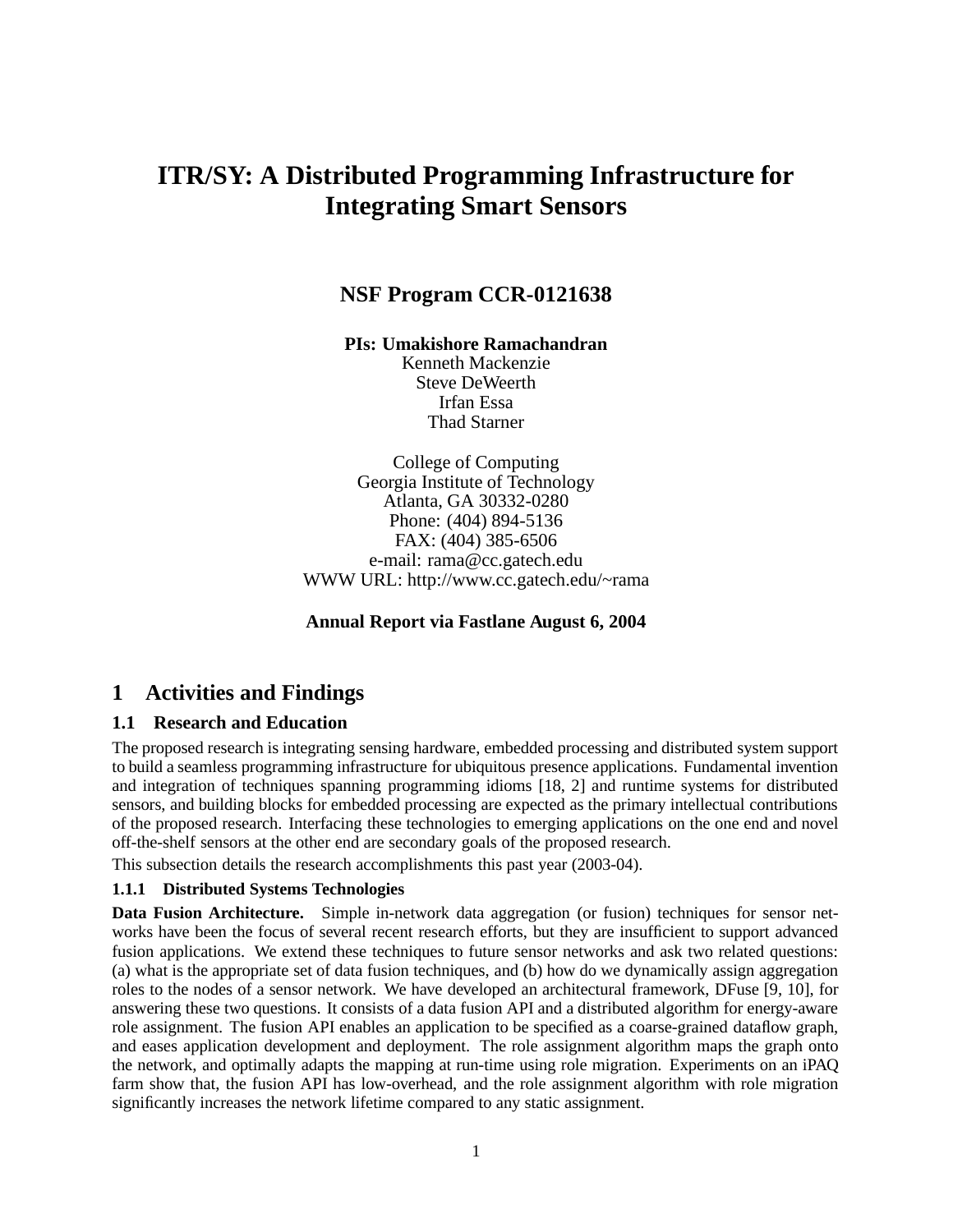# ITR/SY: A Distributed Programming Infrastructure for Integrating Smart Sensors

**NSF Program CCR-0121638**

**PIs: Umakishore Ramachandran**
Kenneth Mackenzie
Steve DeWeerth
Irfan Essa
Thad Starner

College of Computing
Georgia Institute of Technology
Atlanta, GA 30332-0280
Phone: (404) 894-5136
FAX: (404) 385-6506
e-mail: rama@cc.gatech.edu
WWW URL: http://www.cc.gatech.edu/~rama

**Annual Report via Fastlane August 6, 2004**

## 1 Activities and Findings

### 1.1 Research and Education

The proposed research is integrating sensing hardware, embedded processing and distributed system support to build a seamless programming infrastructure for ubiquitous presence applications. Fundamental invention and integration of techniques spanning programming idioms [18, 2] and runtime systems for distributed sensors, and building blocks for embedded processing are expected as the primary intellectual contributions of the proposed research. Interfacing these technologies to emerging applications on the one end and novel off-the-shelf sensors at the other end are secondary goals of the proposed research.

This subsection details the research accomplishments this past year (2003-04).

#### 1.1.1 Distributed Systems Technologies

**Data Fusion Architecture.** Simple in-network data aggregation (or fusion) techniques for sensor networks have been the focus of several recent research efforts, but they are insufficient to support advanced fusion applications. We extend these techniques to future sensor networks and ask two related questions: (a) what is the appropriate set of data fusion techniques, and (b) how do we dynamically assign aggregation roles to the nodes of a sensor network. We have developed an architectural framework, DFuse [9, 10], for answering these two questions. It consists of a data fusion API and a distributed algorithm for energy-aware role assignment. The fusion API enables an application to be specified as a coarse-grained dataflow graph, and eases application development and deployment. The role assignment algorithm maps the graph onto the network, and optimally adapts the mapping at run-time using role migration. Experiments on an iPAQ farm show that, the fusion API has low-overhead, and the role assignment algorithm with role migration significantly increases the network lifetime compared to any static assignment.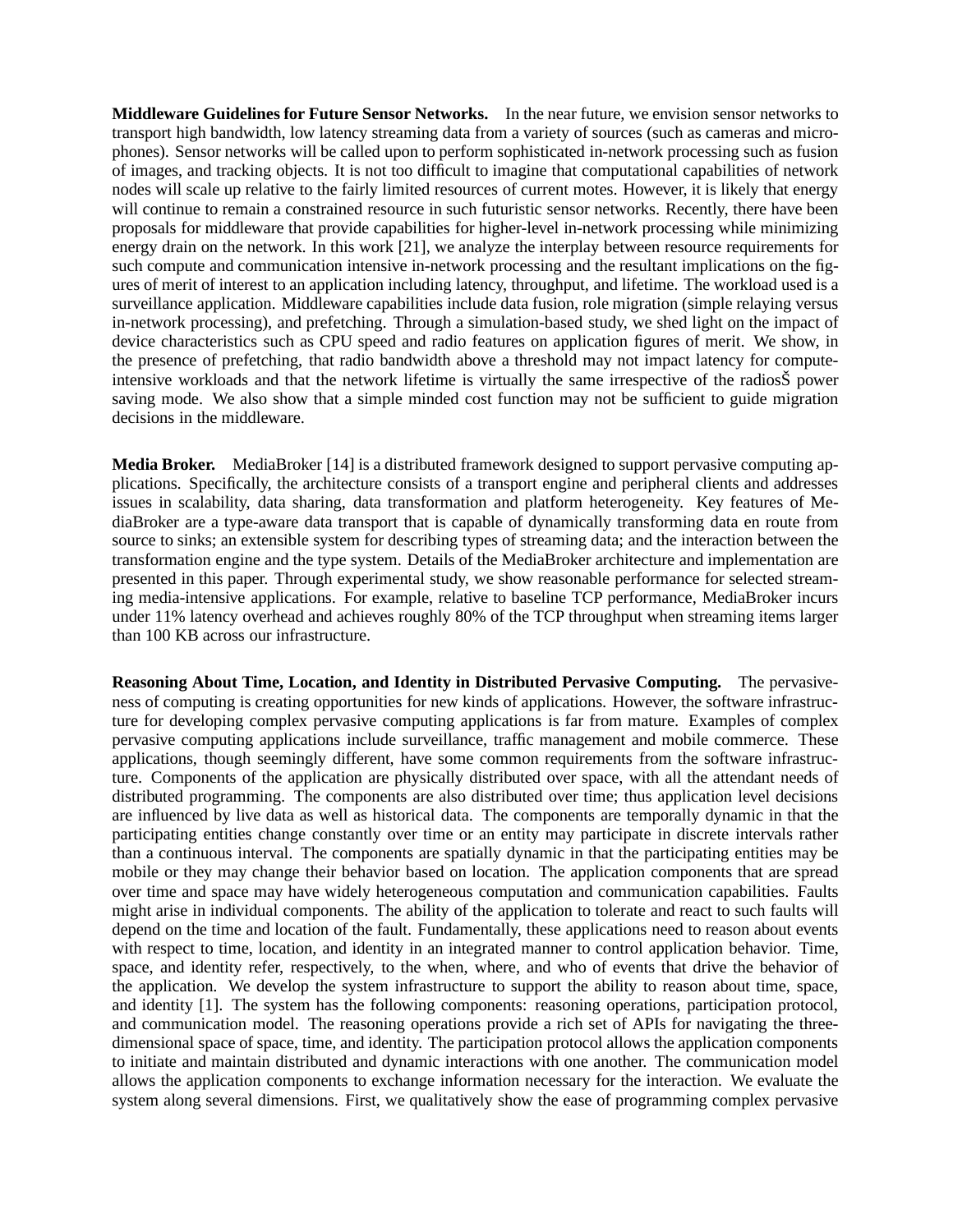**Middleware Guidelines for Future Sensor Networks.** In the near future, we envision sensor networks to transport high bandwidth, low latency streaming data from a variety of sources (such as cameras and microphones). Sensor networks will be called upon to perform sophisticated in-network processing such as fusion of images, and tracking objects. It is not too difficult to imagine that computational capabilities of network nodes will scale up relative to the fairly limited resources of current motes. However, it is likely that energy will continue to remain a constrained resource in such futuristic sensor networks. Recently, there have been proposals for middleware that provide capabilities for higher-level in-network processing while minimizing energy drain on the network. In this work [21], we analyze the interplay between resource requirements for such compute and communication intensive in-network processing and the resultant implications on the figures of merit of interest to an application including latency, throughput, and lifetime. The workload used is a surveillance application. Middleware capabilities include data fusion, role migration (simple relaying versus in-network processing), and prefetching. Through a simulation-based study, we shed light on the impact of device characteristics such as CPU speed and radio features on application figures of merit. We show, in the presence of prefetching, that radio bandwidth above a threshold may not impact latency for compute-intensive workloads and that the network lifetime is virtually the same irrespective of the radiosŠ power saving mode. We also show that a simple minded cost function may not be sufficient to guide migration decisions in the middleware.

**Media Broker.** MediaBroker [14] is a distributed framework designed to support pervasive computing applications. Specifically, the architecture consists of a transport engine and peripheral clients and addresses issues in scalability, data sharing, data transformation and platform heterogeneity. Key features of MediaBroker are a type-aware data transport that is capable of dynamically transforming data en route from source to sinks; an extensible system for describing types of streaming data; and the interaction between the transformation engine and the type system. Details of the MediaBroker architecture and implementation are presented in this paper. Through experimental study, we show reasonable performance for selected streaming media-intensive applications. For example, relative to baseline TCP performance, MediaBroker incurs under 11% latency overhead and achieves roughly 80% of the TCP throughput when streaming items larger than 100 KB across our infrastructure.

**Reasoning About Time, Location, and Identity in Distributed Pervasive Computing.** The pervasiveness of computing is creating opportunities for new kinds of applications. However, the software infrastructure for developing complex pervasive computing applications is far from mature. Examples of complex pervasive computing applications include surveillance, traffic management and mobile commerce. These applications, though seemingly different, have some common requirements from the software infrastructure. Components of the application are physically distributed over space, with all the attendant needs of distributed programming. The components are also distributed over time; thus application level decisions are influenced by live data as well as historical data. The components are temporally dynamic in that the participating entities change constantly over time or an entity may participate in discrete intervals rather than a continuous interval. The components are spatially dynamic in that the participating entities may be mobile or they may change their behavior based on location. The application components that are spread over time and space may have widely heterogeneous computation and communication capabilities. Faults might arise in individual components. The ability of the application to tolerate and react to such faults will depend on the time and location of the fault. Fundamentally, these applications need to reason about events with respect to time, location, and identity in an integrated manner to control application behavior. Time, space, and identity refer, respectively, to the when, where, and who of events that drive the behavior of the application. We develop the system infrastructure to support the ability to reason about time, space, and identity [1]. The system has the following components: reasoning operations, participation protocol, and communication model. The reasoning operations provide a rich set of APIs for navigating the three-dimensional space of space, time, and identity. The participation protocol allows the application components to initiate and maintain distributed and dynamic interactions with one another. The communication model allows the application components to exchange information necessary for the interaction. We evaluate the system along several dimensions. First, we qualitatively show the ease of programming complex pervasive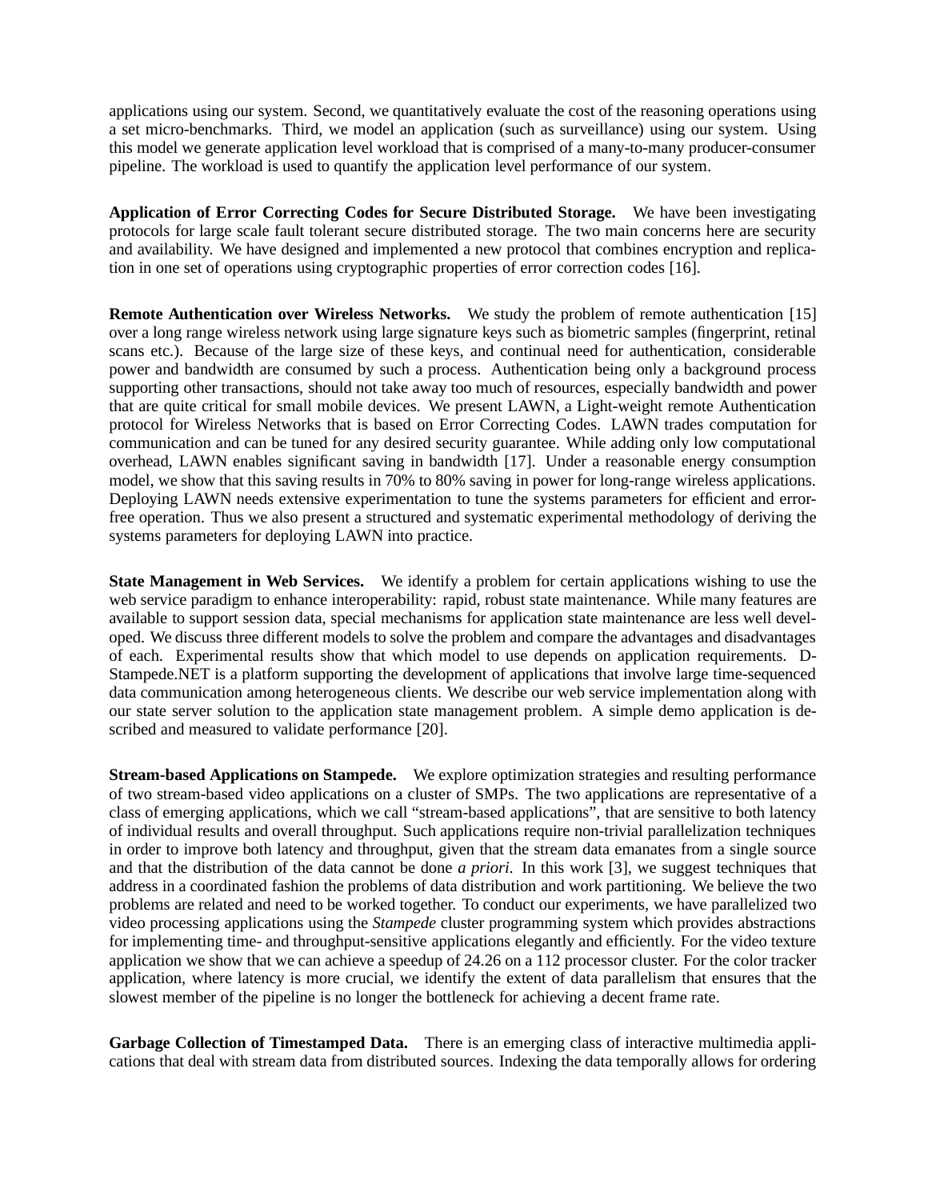applications using our system. Second, we quantitatively evaluate the cost of the reasoning operations using a set micro-benchmarks. Third, we model an application (such as surveillance) using our system. Using this model we generate application level workload that is comprised of a many-to-many producer-consumer pipeline. The workload is used to quantify the application level performance of our system.

**Application of Error Correcting Codes for Secure Distributed Storage.** We have been investigating protocols for large scale fault tolerant secure distributed storage. The two main concerns here are security and availability. We have designed and implemented a new protocol that combines encryption and replication in one set of operations using cryptographic properties of error correction codes [16].

**Remote Authentication over Wireless Networks.** We study the problem of remote authentication [15] over a long range wireless network using large signature keys such as biometric samples (fingerprint, retinal scans etc.). Because of the large size of these keys, and continual need for authentication, considerable power and bandwidth are consumed by such a process. Authentication being only a background process supporting other transactions, should not take away too much of resources, especially bandwidth and power that are quite critical for small mobile devices. We present LAWN, a Light-weight remote Authentication protocol for Wireless Networks that is based on Error Correcting Codes. LAWN trades computation for communication and can be tuned for any desired security guarantee. While adding only low computational overhead, LAWN enables significant saving in bandwidth [17]. Under a reasonable energy consumption model, we show that this saving results in 70% to 80% saving in power for long-range wireless applications. Deploying LAWN needs extensive experimentation to tune the systems parameters for efficient and error-free operation. Thus we also present a structured and systematic experimental methodology of deriving the systems parameters for deploying LAWN into practice.

**State Management in Web Services.** We identify a problem for certain applications wishing to use the web service paradigm to enhance interoperability: rapid, robust state maintenance. While many features are available to support session data, special mechanisms for application state maintenance are less well developed. We discuss three different models to solve the problem and compare the advantages and disadvantages of each. Experimental results show that which model to use depends on application requirements. D-Stampede.NET is a platform supporting the development of applications that involve large time-sequenced data communication among heterogeneous clients. We describe our web service implementation along with our state server solution to the application state management problem. A simple demo application is described and measured to validate performance [20].

**Stream-based Applications on Stampede.** We explore optimization strategies and resulting performance of two stream-based video applications on a cluster of SMPs. The two applications are representative of a class of emerging applications, which we call "stream-based applications", that are sensitive to both latency of individual results and overall throughput. Such applications require non-trivial parallelization techniques in order to improve both latency and throughput, given that the stream data emanates from a single source and that the distribution of the data cannot be done *a priori*. In this work [3], we suggest techniques that address in a coordinated fashion the problems of data distribution and work partitioning. We believe the two problems are related and need to be worked together. To conduct our experiments, we have parallelized two video processing applications using the *Stampede* cluster programming system which provides abstractions for implementing time- and throughput-sensitive applications elegantly and efficiently. For the video texture application we show that we can achieve a speedup of 24.26 on a 112 processor cluster. For the color tracker application, where latency is more crucial, we identify the extent of data parallelism that ensures that the slowest member of the pipeline is no longer the bottleneck for achieving a decent frame rate.

**Garbage Collection of Timestamped Data.** There is an emerging class of interactive multimedia applications that deal with stream data from distributed sources. Indexing the data temporally allows for ordering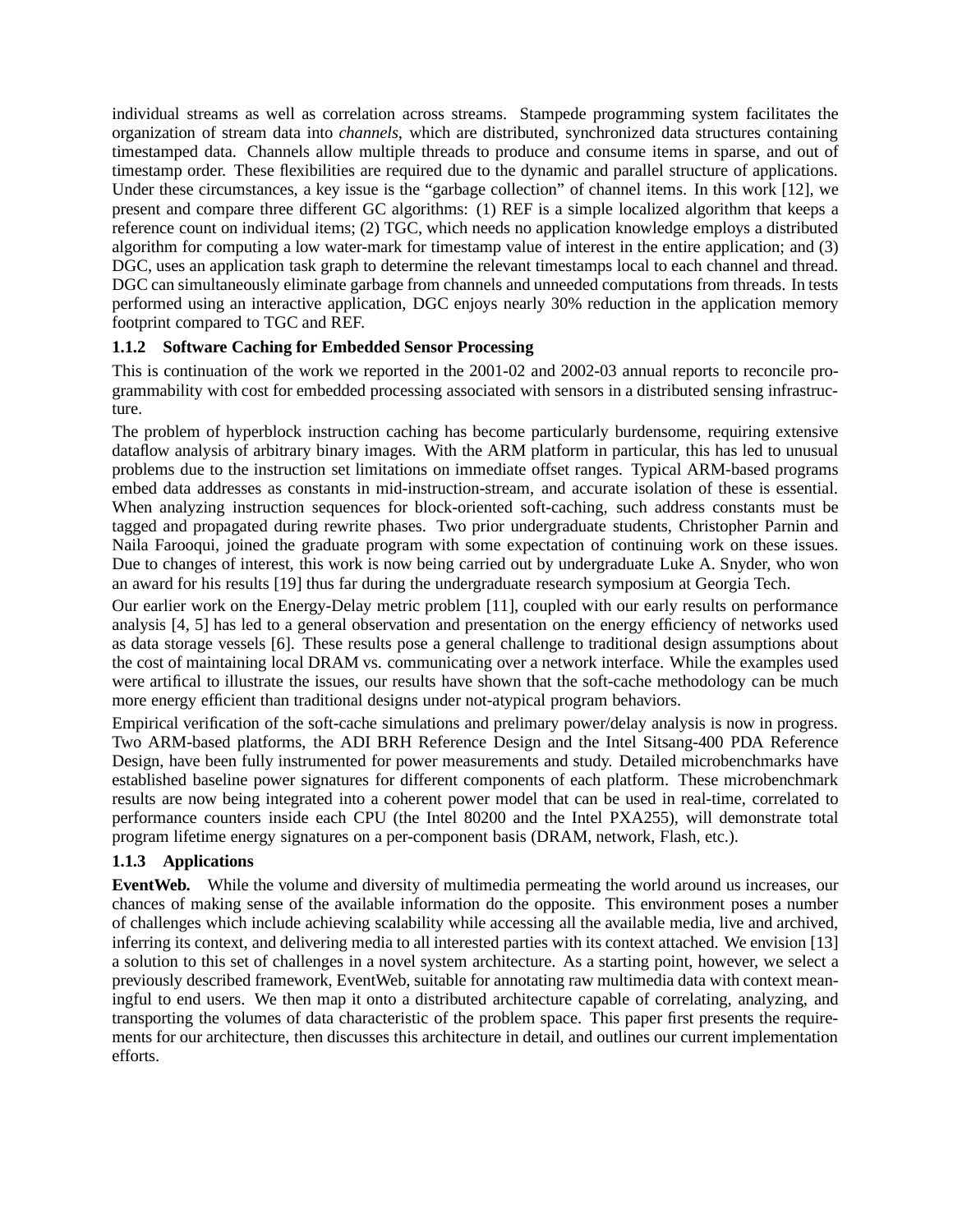individual streams as well as correlation across streams. Stampede programming system facilitates the organization of stream data into *channels*, which are distributed, synchronized data structures containing timestamped data. Channels allow multiple threads to produce and consume items in sparse, and out of timestamp order. These flexibilities are required due to the dynamic and parallel structure of applications. Under these circumstances, a key issue is the "garbage collection" of channel items. In this work [12], we present and compare three different GC algorithms: (1) REF is a simple localized algorithm that keeps a reference count on individual items; (2) TGC, which needs no application knowledge employs a distributed algorithm for computing a low water-mark for timestamp value of interest in the entire application; and (3) DGC, uses an application task graph to determine the relevant timestamps local to each channel and thread. DGC can simultaneously eliminate garbage from channels and unneeded computations from threads. In tests performed using an interactive application, DGC enjoys nearly 30% reduction in the application memory footprint compared to TGC and REF.

### 1.1.2 Software Caching for Embedded Sensor Processing

This is continuation of the work we reported in the 2001-02 and 2002-03 annual reports to reconcile programmability with cost for embedded processing associated with sensors in a distributed sensing infrastructure.

The problem of hyperblock instruction caching has become particularly burdensome, requiring extensive dataflow analysis of arbitrary binary images. With the ARM platform in particular, this has led to unusual problems due to the instruction set limitations on immediate offset ranges. Typical ARM-based programs embed data addresses as constants in mid-instruction-stream, and accurate isolation of these is essential. When analyzing instruction sequences for block-oriented soft-caching, such address constants must be tagged and propagated during rewrite phases. Two prior undergraduate students, Christopher Parnin and Naila Farooqui, joined the graduate program with some expectation of continuing work on these issues. Due to changes of interest, this work is now being carried out by undergraduate Luke A. Snyder, who won an award for his results [19] thus far during the undergraduate research symposium at Georgia Tech.

Our earlier work on the Energy-Delay metric problem [11], coupled with our early results on performance analysis [4, 5] has led to a general observation and presentation on the energy efficiency of networks used as data storage vessels [6]. These results pose a general challenge to traditional design assumptions about the cost of maintaining local DRAM vs. communicating over a network interface. While the examples used were artifical to illustrate the issues, our results have shown that the soft-cache methodology can be much more energy efficient than traditional designs under not-atypical program behaviors.

Empirical verification of the soft-cache simulations and prelimary power/delay analysis is now in progress. Two ARM-based platforms, the ADI BRH Reference Design and the Intel Sitsang-400 PDA Reference Design, have been fully instrumented for power measurements and study. Detailed microbenchmarks have established baseline power signatures for different components of each platform. These microbenchmark results are now being integrated into a coherent power model that can be used in real-time, correlated to performance counters inside each CPU (the Intel 80200 and the Intel PXA255), will demonstrate total program lifetime energy signatures on a per-component basis (DRAM, network, Flash, etc.).

### 1.1.3 Applications

**EventWeb.** While the volume and diversity of multimedia permeating the world around us increases, our chances of making sense of the available information do the opposite. This environment poses a number of challenges which include achieving scalability while accessing all the available media, live and archived, inferring its context, and delivering media to all interested parties with its context attached. We envision [13] a solution to this set of challenges in a novel system architecture. As a starting point, however, we select a previously described framework, EventWeb, suitable for annotating raw multimedia data with context meaningful to end users. We then map it onto a distributed architecture capable of correlating, analyzing, and transporting the volumes of data characteristic of the problem space. This paper first presents the requirements for our architecture, then discusses this architecture in detail, and outlines our current implementation efforts.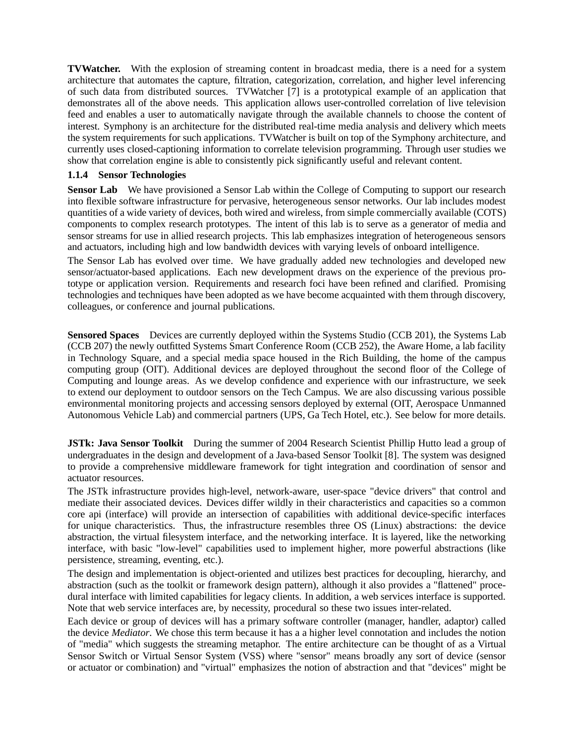**TVWatcher.** With the explosion of streaming content in broadcast media, there is a need for a system architecture that automates the capture, filtration, categorization, correlation, and higher level inferencing of such data from distributed sources. TVWatcher [7] is a prototypical example of an application that demonstrates all of the above needs. This application allows user-controlled correlation of live television feed and enables a user to automatically navigate through the available channels to choose the content of interest. Symphony is an architecture for the distributed real-time media analysis and delivery which meets the system requirements for such applications. TVWatcher is built on top of the Symphony architecture, and currently uses closed-captioning information to correlate television programming. Through user studies we show that correlation engine is able to consistently pick significantly useful and relevant content.

#### 1.1.4 Sensor Technologies

**Sensor Lab** We have provisioned a Sensor Lab within the College of Computing to support our research into flexible software infrastructure for pervasive, heterogeneous sensor networks. Our lab includes modest quantities of a wide variety of devices, both wired and wireless, from simple commercially available (COTS) components to complex research prototypes. The intent of this lab is to serve as a generator of media and sensor streams for use in allied research projects. This lab emphasizes integration of heterogeneous sensors and actuators, including high and low bandwidth devices with varying levels of onboard intelligence.

The Sensor Lab has evolved over time. We have gradually added new technologies and developed new sensor/actuator-based applications. Each new development draws on the experience of the previous prototype or application version. Requirements and research foci have been refined and clarified. Promising technologies and techniques have been adopted as we have become acquainted with them through discovery, colleagues, or conference and journal publications.

**Sensored Spaces** Devices are currently deployed within the Systems Studio (CCB 201), the Systems Lab (CCB 207) the newly outfitted Systems Smart Conference Room (CCB 252), the Aware Home, a lab facility in Technology Square, and a special media space housed in the Rich Building, the home of the campus computing group (OIT). Additional devices are deployed throughout the second floor of the College of Computing and lounge areas. As we develop confidence and experience with our infrastructure, we seek to extend our deployment to outdoor sensors on the Tech Campus. We are also discussing various possible environmental monitoring projects and accessing sensors deployed by external (OIT, Aerospace Unmanned Autonomous Vehicle Lab) and commercial partners (UPS, Ga Tech Hotel, etc.). See below for more details.

**JSTk: Java Sensor Toolkit** During the summer of 2004 Research Scientist Phillip Hutto lead a group of undergraduates in the design and development of a Java-based Sensor Toolkit [8]. The system was designed to provide a comprehensive middleware framework for tight integration and coordination of sensor and actuator resources.

The JSTk infrastructure provides high-level, network-aware, user-space "device drivers" that control and mediate their associated devices. Devices differ wildly in their characteristics and capacities so a common core api (interface) will provide an intersection of capabilities with additional device-specific interfaces for unique characteristics. Thus, the infrastructure resembles three OS (Linux) abstractions: the device abstraction, the virtual filesystem interface, and the networking interface. It is layered, like the networking interface, with basic "low-level" capabilities used to implement higher, more powerful abstractions (like persistence, streaming, eventing, etc.).

The design and implementation is object-oriented and utilizes best practices for decoupling, hierarchy, and abstraction (such as the toolkit or framework design pattern), although it also provides a "flattened" procedural interface with limited capabilities for legacy clients. In addition, a web services interface is supported. Note that web service interfaces are, by necessity, procedural so these two issues inter-related.

Each device or group of devices will has a primary software controller (manager, handler, adaptor) called the device *Mediator*. We chose this term because it has a a higher level connotation and includes the notion of "media" which suggests the streaming metaphor. The entire architecture can be thought of as a Virtual Sensor Switch or Virtual Sensor System (VSS) where "sensor" means broadly any sort of device (sensor or actuator or combination) and "virtual" emphasizes the notion of abstraction and that "devices" might be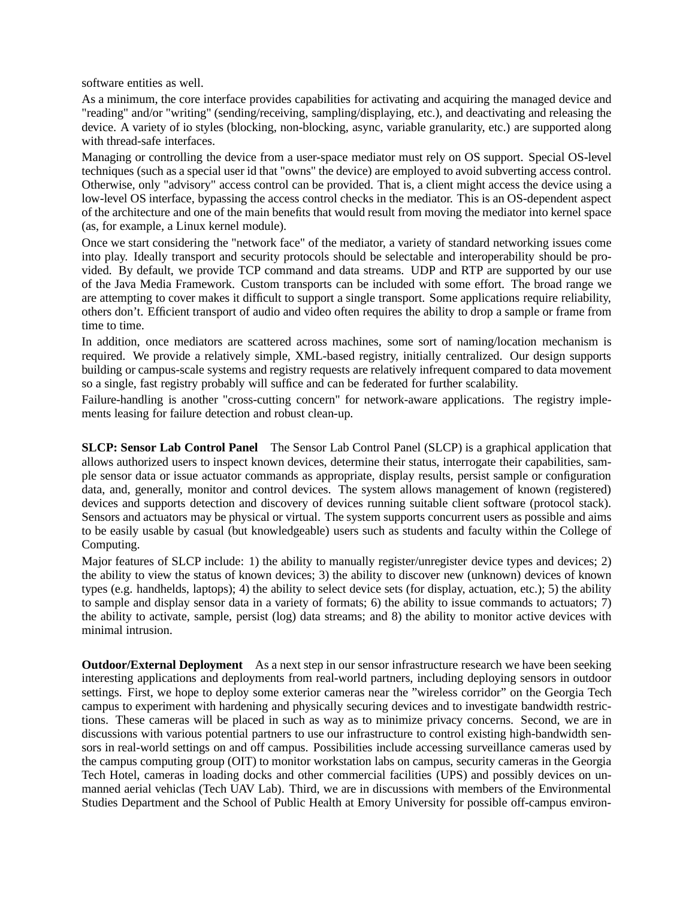software entities as well.

As a minimum, the core interface provides capabilities for activating and acquiring the managed device and "reading" and/or "writing" (sending/receiving, sampling/displaying, etc.), and deactivating and releasing the device. A variety of io styles (blocking, non-blocking, async, variable granularity, etc.) are supported along with thread-safe interfaces.

Managing or controlling the device from a user-space mediator must rely on OS support. Special OS-level techniques (such as a special user id that "owns" the device) are employed to avoid subverting access control. Otherwise, only "advisory" access control can be provided. That is, a client might access the device using a low-level OS interface, bypassing the access control checks in the mediator. This is an OS-dependent aspect of the architecture and one of the main benefits that would result from moving the mediator into kernel space (as, for example, a Linux kernel module).

Once we start considering the "network face" of the mediator, a variety of standard networking issues come into play. Ideally transport and security protocols should be selectable and interoperability should be provided. By default, we provide TCP command and data streams. UDP and RTP are supported by our use of the Java Media Framework. Custom transports can be included with some effort. The broad range we are attempting to cover makes it difficult to support a single transport. Some applications require reliability, others don't. Efficient transport of audio and video often requires the ability to drop a sample or frame from time to time.

In addition, once mediators are scattered across machines, some sort of naming/location mechanism is required. We provide a relatively simple, XML-based registry, initially centralized. Our design supports building or campus-scale systems and registry requests are relatively infrequent compared to data movement so a single, fast registry probably will suffice and can be federated for further scalability.

Failure-handling is another "cross-cutting concern" for network-aware applications. The registry implements leasing for failure detection and robust clean-up.

**SLCP: Sensor Lab Control Panel** The Sensor Lab Control Panel (SLCP) is a graphical application that allows authorized users to inspect known devices, determine their status, interrogate their capabilities, sample sensor data or issue actuator commands as appropriate, display results, persist sample or configuration data, and, generally, monitor and control devices. The system allows management of known (registered) devices and supports detection and discovery of devices running suitable client software (protocol stack). Sensors and actuators may be physical or virtual. The system supports concurrent users as possible and aims to be easily usable by casual (but knowledgeable) users such as students and faculty within the College of Computing.

Major features of SLCP include: 1) the ability to manually register/unregister device types and devices; 2) the ability to view the status of known devices; 3) the ability to discover new (unknown) devices of known types (e.g. handhelds, laptops); 4) the ability to select device sets (for display, actuation, etc.); 5) the ability to sample and display sensor data in a variety of formats; 6) the ability to issue commands to actuators; 7) the ability to activate, sample, persist (log) data streams; and 8) the ability to monitor active devices with minimal intrusion.

**Outdoor/External Deployment** As a next step in our sensor infrastructure research we have been seeking interesting applications and deployments from real-world partners, including deploying sensors in outdoor settings. First, we hope to deploy some exterior cameras near the "wireless corridor" on the Georgia Tech campus to experiment with hardening and physically securing devices and to investigate bandwidth restrictions. These cameras will be placed in such as way as to minimize privacy concerns. Second, we are in discussions with various potential partners to use our infrastructure to control existing high-bandwidth sensors in real-world settings on and off campus. Possibilities include accessing surveillance cameras used by the campus computing group (OIT) to monitor workstation labs on campus, security cameras in the Georgia Tech Hotel, cameras in loading docks and other commercial facilities (UPS) and possibly devices on unmanned aerial vehiclas (Tech UAV Lab). Third, we are in discussions with members of the Environmental Studies Department and the School of Public Health at Emory University for possible off-campus environ-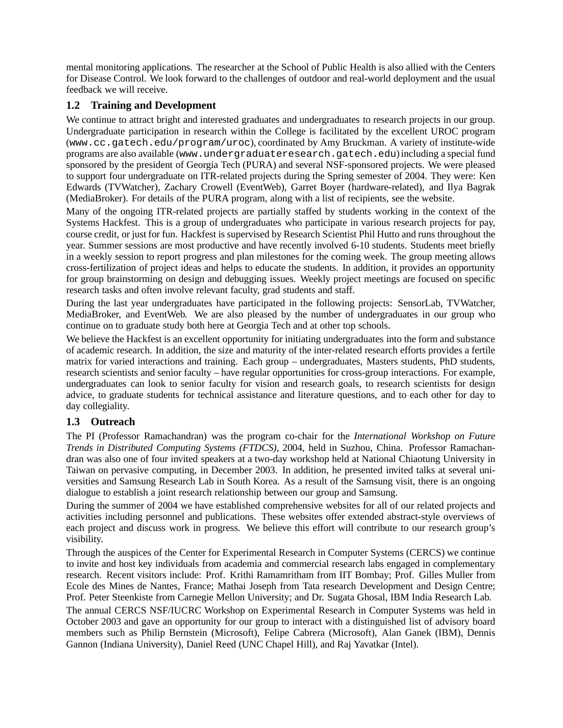mental monitoring applications. The researcher at the School of Public Health is also allied with the Centers for Disease Control. We look forward to the challenges of outdoor and real-world deployment and the usual feedback we will receive.

## 1.2 Training and Development

We continue to attract bright and interested graduates and undergraduates to research projects in our group. Undergraduate participation in research within the College is facilitated by the excellent UROC program (`www.cc.gatech.edu/program/uroc`), coordinated by Amy Bruckman. A variety of institute-wide programs are also available (`www.undergraduateresearch.gatech.edu`) including a special fund sponsored by the president of Georgia Tech (PURA) and several NSF-sponsored projects. We were pleased to support four undergraduate on ITR-related projects during the Spring semester of 2004. They were: Ken Edwards (TVWatcher), Zachary Crowell (EventWeb), Garret Boyer (hardware-related), and Ilya Bagrak (MediaBroker). For details of the PURA program, along with a list of recipients, see the website.

Many of the ongoing ITR-related projects are partially staffed by students working in the context of the Systems Hackfest. This is a group of undergraduates who participate in various research projects for pay, course credit, or just for fun. Hackfest is supervised by Research Scientist Phil Hutto and runs throughout the year. Summer sessions are most productive and have recently involved 6-10 students. Students meet briefly in a weekly session to report progress and plan milestones for the coming week. The group meeting allows cross-fertilization of project ideas and helps to educate the students. In addition, it provides an opportunity for group brainstorming on design and debugging issues. Weekly project meetings are focused on specific research tasks and often involve relevant faculty, grad students and staff.

During the last year undergraduates have participated in the following projects: SensorLab, TVWatcher, MediaBroker, and EventWeb. We are also pleased by the number of undergraduates in our group who continue on to graduate study both here at Georgia Tech and at other top schools.

We believe the Hackfest is an excellent opportunity for initiating undergraduates into the form and substance of academic research. In addition, the size and maturity of the inter-related research efforts provides a fertile matrix for varied interactions and training. Each group – undergraduates, Masters students, PhD students, research scientists and senior faculty – have regular opportunities for cross-group interactions. For example, undergraduates can look to senior faculty for vision and research goals, to research scientists for design advice, to graduate students for technical assistance and literature questions, and to each other for day to day collegiality.

## 1.3 Outreach

The PI (Professor Ramachandran) was the program co-chair for the *International Workshop on Future Trends in Distributed Computing Systems (FTDCS)*, 2004, held in Suzhou, China. Professor Ramachandran was also one of four invited speakers at a two-day workshop held at National Chiaotung University in Taiwan on pervasive computing, in December 2003. In addition, he presented invited talks at several universities and Samsung Research Lab in South Korea. As a result of the Samsung visit, there is an ongoing dialogue to establish a joint research relationship between our group and Samsung.

During the summer of 2004 we have established comprehensive websites for all of our related projects and activities including personnel and publications. These websites offer extended abstract-style overviews of each project and discuss work in progress. We believe this effort will contribute to our research group's visibility.

Through the auspices of the Center for Experimental Research in Computer Systems (CERCS) we continue to invite and host key individuals from academia and commercial research labs engaged in complementary research. Recent visitors include: Prof. Krithi Ramamritham from IIT Bombay; Prof. Gilles Muller from Ecole des Mines de Nantes, France; Mathai Joseph from Tata research Development and Design Centre; Prof. Peter Steenkiste from Carnegie Mellon University; and Dr. Sugata Ghosal, IBM India Research Lab.

The annual CERCS NSF/IUCRC Workshop on Experimental Research in Computer Systems was held in October 2003 and gave an opportunity for our group to interact with a distinguished list of advisory board members such as Philip Bernstein (Microsoft), Felipe Cabrera (Microsoft), Alan Ganek (IBM), Dennis Gannon (Indiana University), Daniel Reed (UNC Chapel Hill), and Raj Yavatkar (Intel).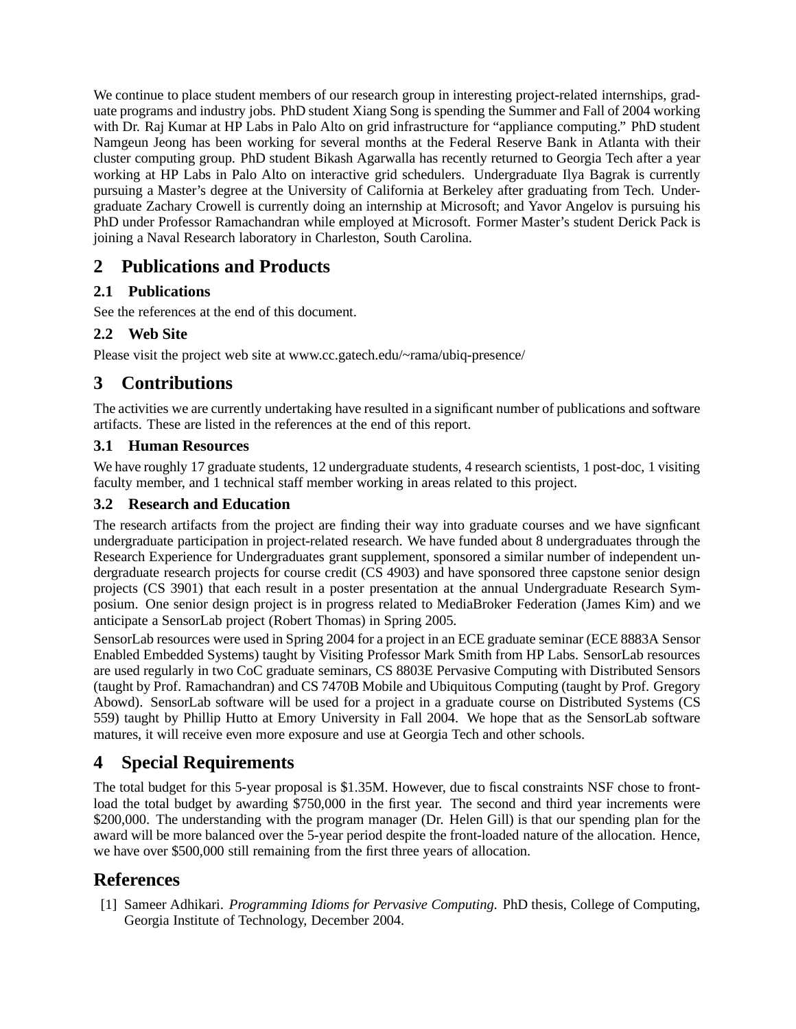We continue to place student members of our research group in interesting project-related internships, graduate programs and industry jobs. PhD student Xiang Song is spending the Summer and Fall of 2004 working with Dr. Raj Kumar at HP Labs in Palo Alto on grid infrastructure for "appliance computing." PhD student Namgeun Jeong has been working for several months at the Federal Reserve Bank in Atlanta with their cluster computing group. PhD student Bikash Agarwalla has recently returned to Georgia Tech after a year working at HP Labs in Palo Alto on interactive grid schedulers. Undergraduate Ilya Bagrak is currently pursuing a Master's degree at the University of California at Berkeley after graduating from Tech. Undergraduate Zachary Crowell is currently doing an internship at Microsoft; and Yavor Angelov is pursuing his PhD under Professor Ramachandran while employed at Microsoft. Former Master's student Derick Pack is joining a Naval Research laboratory in Charleston, South Carolina.

# 2 Publications and Products

## 2.1 Publications

See the references at the end of this document.

## 2.2 Web Site

Please visit the project web site at www.cc.gatech.edu/~rama/ubiq-presence/

# 3 Contributions

The activities we are currently undertaking have resulted in a significant number of publications and software artifacts. These are listed in the references at the end of this report.

## 3.1 Human Resources

We have roughly 17 graduate students, 12 undergraduate students, 4 research scientists, 1 post-doc, 1 visiting faculty member, and 1 technical staff member working in areas related to this project.

## 3.2 Research and Education

The research artifacts from the project are finding their way into graduate courses and we have signficant undergraduate participation in project-related research. We have funded about 8 undergraduates through the Research Experience for Undergraduates grant supplement, sponsored a similar number of independent undergraduate research projects for course credit (CS 4903) and have sponsored three capstone senior design projects (CS 3901) that each result in a poster presentation at the annual Undergraduate Research Symposium. One senior design project is in progress related to MediaBroker Federation (James Kim) and we anticipate a SensorLab project (Robert Thomas) in Spring 2005.

SensorLab resources were used in Spring 2004 for a project in an ECE graduate seminar (ECE 8883A Sensor Enabled Embedded Systems) taught by Visiting Professor Mark Smith from HP Labs. SensorLab resources are used regularly in two CoC graduate seminars, CS 8803E Pervasive Computing with Distributed Sensors (taught by Prof. Ramachandran) and CS 7470B Mobile and Ubiquitous Computing (taught by Prof. Gregory Abowd). SensorLab software will be used for a project in a graduate course on Distributed Systems (CS 559) taught by Phillip Hutto at Emory University in Fall 2004. We hope that as the SensorLab software matures, it will receive even more exposure and use at Georgia Tech and other schools.

# 4 Special Requirements

The total budget for this 5-year proposal is $1.35M. However, due to fiscal constraints NSF chose to front-load the total budget by awarding $750,000 in the first year. The second and third year increments were $200,000. The understanding with the program manager (Dr. Helen Gill) is that our spending plan for the award will be more balanced over the 5-year period despite the front-loaded nature of the allocation. Hence, we have over $500,000 still remaining from the first three years of allocation.

# References

[1] Sameer Adhikari. *Programming Idioms for Pervasive Computing.* PhD thesis, College of Computing, Georgia Institute of Technology, December 2004.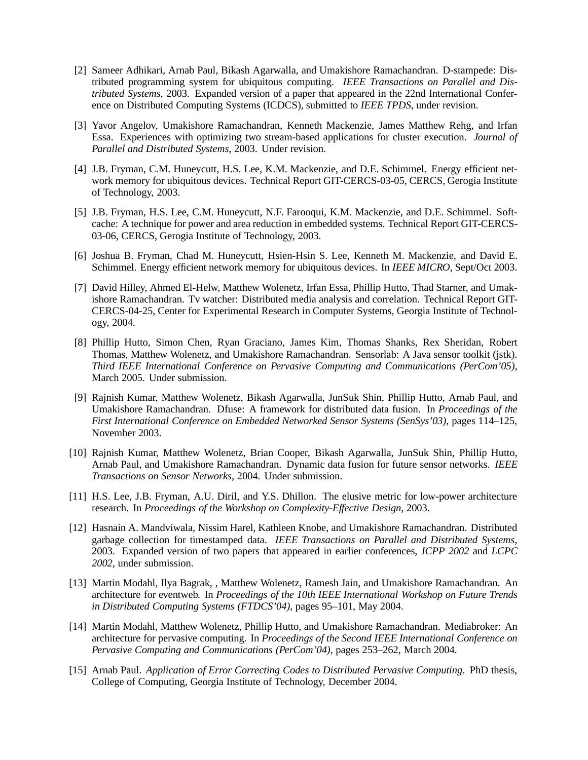[2] Sameer Adhikari, Arnab Paul, Bikash Agarwalla, and Umakishore Ramachandran. D-stampede: Distributed programming system for ubiquitous computing. *IEEE Transactions on Parallel and Distributed Systems*, 2003. Expanded version of a paper that appeared in the 22nd International Conference on Distributed Computing Systems (ICDCS), submitted to *IEEE TPDS*, under revision.

[3] Yavor Angelov, Umakishore Ramachandran, Kenneth Mackenzie, James Matthew Rehg, and Irfan Essa. Experiences with optimizing two stream-based applications for cluster execution. *Journal of Parallel and Distributed Systems*, 2003. Under revision.

[4] J.B. Fryman, C.M. Huneycutt, H.S. Lee, K.M. Mackenzie, and D.E. Schimmel. Energy efficient network memory for ubiquitous devices. Technical Report GIT-CERCS-03-05, CERCS, Gerogia Institute of Technology, 2003.

[5] J.B. Fryman, H.S. Lee, C.M. Huneycutt, N.F. Farooqui, K.M. Mackenzie, and D.E. Schimmel. Softcache: A technique for power and area reduction in embedded systems. Technical Report GIT-CERCS-03-06, CERCS, Gerogia Institute of Technology, 2003.

[6] Joshua B. Fryman, Chad M. Huneycutt, Hsien-Hsin S. Lee, Kenneth M. Mackenzie, and David E. Schimmel. Energy efficient network memory for ubiquitous devices. In *IEEE MICRO*, Sept/Oct 2003.

[7] David Hilley, Ahmed El-Helw, Matthew Wolenetz, Irfan Essa, Phillip Hutto, Thad Starner, and Umakishore Ramachandran. Tv watcher: Distributed media analysis and correlation. Technical Report GIT-CERCS-04-25, Center for Experimental Research in Computer Systems, Georgia Institute of Technology, 2004.

[8] Phillip Hutto, Simon Chen, Ryan Graciano, James Kim, Thomas Shanks, Rex Sheridan, Robert Thomas, Matthew Wolenetz, and Umakishore Ramachandran. Sensorlab: A Java sensor toolkit (jstk). *Third IEEE International Conference on Pervasive Computing and Communications (PerCom'05)*, March 2005. Under submission.

[9] Rajnish Kumar, Matthew Wolenetz, Bikash Agarwalla, JunSuk Shin, Phillip Hutto, Arnab Paul, and Umakishore Ramachandran. Dfuse: A framework for distributed data fusion. In *Proceedings of the First International Conference on Embedded Networked Sensor Systems (SenSys'03)*, pages 114–125, November 2003.

[10] Rajnish Kumar, Matthew Wolenetz, Brian Cooper, Bikash Agarwalla, JunSuk Shin, Phillip Hutto, Arnab Paul, and Umakishore Ramachandran. Dynamic data fusion for future sensor networks. *IEEE Transactions on Sensor Networks*, 2004. Under submission.

[11] H.S. Lee, J.B. Fryman, A.U. Diril, and Y.S. Dhillon. The elusive metric for low-power architecture research. In *Proceedings of the Workshop on Complexity-Effective Design*, 2003.

[12] Hasnain A. Mandviwala, Nissim Harel, Kathleen Knobe, and Umakishore Ramachandran. Distributed garbage collection for timestamped data. *IEEE Transactions on Parallel and Distributed Systems*, 2003. Expanded version of two papers that appeared in earlier conferences, *ICPP 2002* and *LCPC 2002*, under submission.

[13] Martin Modahl, Ilya Bagrak, , Matthew Wolenetz, Ramesh Jain, and Umakishore Ramachandran. An architecture for eventweb. In *Proceedings of the 10th IEEE International Workshop on Future Trends in Distributed Computing Systems (FTDCS'04)*, pages 95–101, May 2004.

[14] Martin Modahl, Matthew Wolenetz, Phillip Hutto, and Umakishore Ramachandran. Mediabroker: An architecture for pervasive computing. In *Proceedings of the Second IEEE International Conference on Pervasive Computing and Communications (PerCom'04)*, pages 253–262, March 2004.

[15] Arnab Paul. *Application of Error Correcting Codes to Distributed Pervasive Computing*. PhD thesis, College of Computing, Georgia Institute of Technology, December 2004.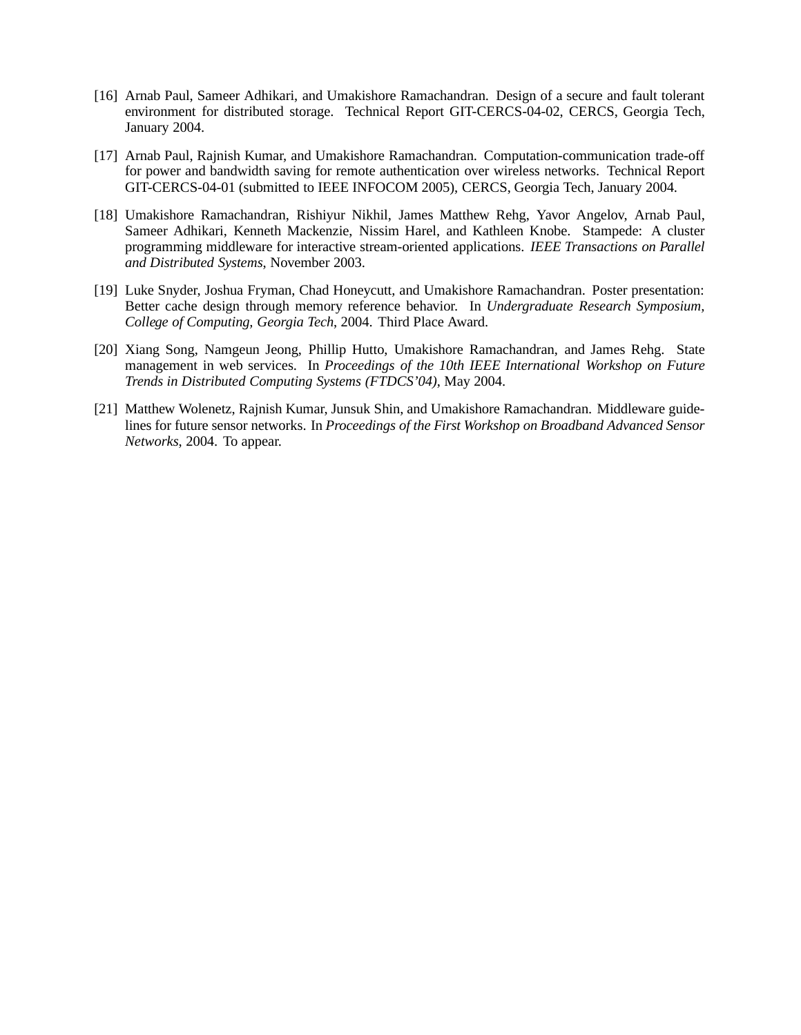[16] Arnab Paul, Sameer Adhikari, and Umakishore Ramachandran. Design of a secure and fault tolerant environment for distributed storage. Technical Report GIT-CERCS-04-02, CERCS, Georgia Tech, January 2004.

[17] Arnab Paul, Rajnish Kumar, and Umakishore Ramachandran. Computation-communication trade-off for power and bandwidth saving for remote authentication over wireless networks. Technical Report GIT-CERCS-04-01 (submitted to IEEE INFOCOM 2005), CERCS, Georgia Tech, January 2004.

[18] Umakishore Ramachandran, Rishiyur Nikhil, James Matthew Rehg, Yavor Angelov, Arnab Paul, Sameer Adhikari, Kenneth Mackenzie, Nissim Harel, and Kathleen Knobe. Stampede: A cluster programming middleware for interactive stream-oriented applications. *IEEE Transactions on Parallel and Distributed Systems*, November 2003.

[19] Luke Snyder, Joshua Fryman, Chad Honeycutt, and Umakishore Ramachandran. Poster presentation: Better cache design through memory reference behavior. In *Undergraduate Research Symposium, College of Computing, Georgia Tech*, 2004. Third Place Award.

[20] Xiang Song, Namgeun Jeong, Phillip Hutto, Umakishore Ramachandran, and James Rehg. State management in web services. In *Proceedings of the 10th IEEE International Workshop on Future Trends in Distributed Computing Systems (FTDCS'04)*, May 2004.

[21] Matthew Wolenetz, Rajnish Kumar, Junsuk Shin, and Umakishore Ramachandran. Middleware guidelines for future sensor networks. In *Proceedings of the First Workshop on Broadband Advanced Sensor Networks*, 2004. To appear.